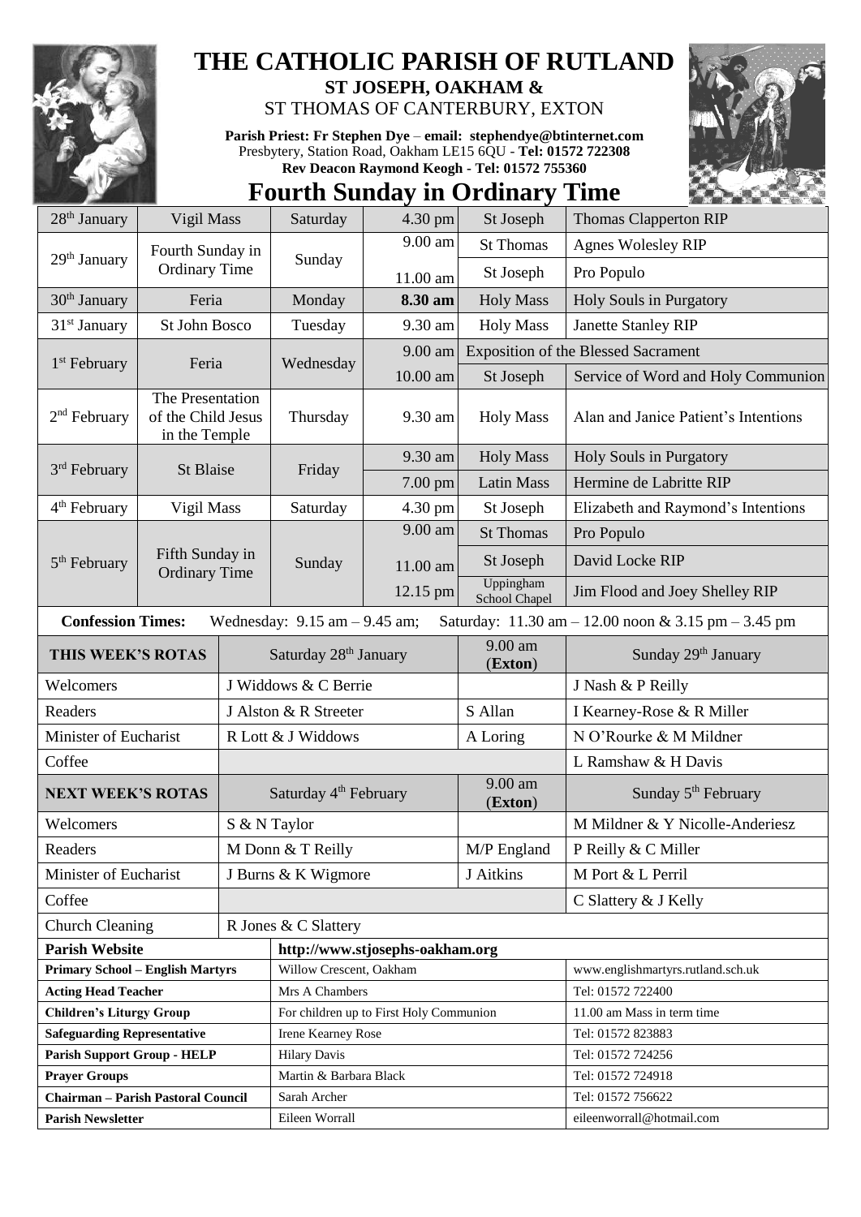# THE CATHOLIC PARISH OF RUTLAND

**ST JOSEPH, OAKHAM &**

ST THOMAS OF CANTERBURY, EXTON

**Parish Priest: Fr Stephen Dye** – **email: stephendye@btinternet.com**
Presbytery, Station Road, Oakham LE15 6QU - **Tel: 01572 722308**
**Rev Deacon Raymond Keogh - Tel: 01572 755360**

## Fourth Sunday in Ordinary Time

| Date | Occasion | Day | Time | Place | Intention |
|---|---|---|---|---|---|
| 28th January | Vigil Mass | Saturday | 4.30 pm | St Joseph | Thomas Clapperton RIP |
| 29th January | Fourth Sunday in Ordinary Time | Sunday | 9.00 am | St Thomas | Agnes Wolesley RIP |
| | | | 11.00 am | St Joseph | Pro Populo |
| 30th January | Feria | Monday | **8.30 am** | Holy Mass | Holy Souls in Purgatory |
| 31st January | St John Bosco | Tuesday | 9.30 am | Holy Mass | Janette Stanley RIP |
| 1st February | Feria | Wednesday | 9.00 am | Exposition of the Blessed Sacrament | |
| | | | 10.00 am | St Joseph | Service of Word and Holy Communion |
| 2nd February | The Presentation of the Child Jesus in the Temple | Thursday | 9.30 am | Holy Mass | Alan and Janice Patient's Intentions |
| 3rd February | St Blaise | Friday | 9.30 am | Holy Mass | Holy Souls in Purgatory |
| | | | 7.00 pm | Latin Mass | Hermine de Labritte RIP |
| 4th February | Vigil Mass | Saturday | 4.30 pm | St Joseph | Elizabeth and Raymond's Intentions |
| 5th February | Fifth Sunday in Ordinary Time | Sunday | 9.00 am | St Thomas | Pro Populo |
| | | | 11.00 am | St Joseph | David Locke RIP |
| | | | 12.15 pm | Uppingham School Chapel | Jim Flood and Joey Shelley RIP |

**Confession Times:** Wednesday: 9.15 am – 9.45 am; Saturday: 11.30 am – 12.00 noon & 3.15 pm – 3.45 pm

| **THIS WEEK'S ROTAS** | Saturday 28th January | 9.00 am (**Exton**) | Sunday 29th January |
|---|---|---|---|
| Welcomers | J Widdows & C Berrie | | J Nash & P Reilly |
| Readers | J Alston & R Streeter | S Allan | I Kearney-Rose & R Miller |
| Minister of Eucharist | R Lott & J Widdows | A Loring | N O'Rourke & M Mildner |
| Coffee | | | L Ramshaw & H Davis |
| **NEXT WEEK'S ROTAS** | Saturday 4th February | 9.00 am (**Exton**) | Sunday 5th February |
| Welcomers | S & N Taylor | | M Mildner & Y Nicolle-Anderiesz |
| Readers | M Donn & T Reilly | M/P England | P Reilly & C Miller |
| Minister of Eucharist | J Burns & K Wigmore | J Aitkins | M Port & L Perril |
| Coffee | | | C Slattery & J Kelly |
| Church Cleaning | R Jones & C Slattery | | |

| | | |
|---|---|---|
| **Parish Website** | **http://www.stjosephs-oakham.org** | |
| **Primary School – English Martyrs** | Willow Crescent, Oakham | www.englishmartyrs.rutland.sch.uk |
| **Acting Head Teacher** | Mrs A Chambers | Tel: 01572 722400 |
| **Children's Liturgy Group** | For children up to First Holy Communion | 11.00 am Mass in term time |
| **Safeguarding Representative** | Irene Kearney Rose | Tel: 01572 823883 |
| **Parish Support Group - HELP** | Hilary Davis | Tel: 01572 724256 |
| **Prayer Groups** | Martin & Barbara Black | Tel: 01572 724918 |
| **Chairman – Parish Pastoral Council** | Sarah Archer | Tel: 01572 756622 |
| **Parish Newsletter** | Eileen Worrall | eileenworrall@hotmail.com |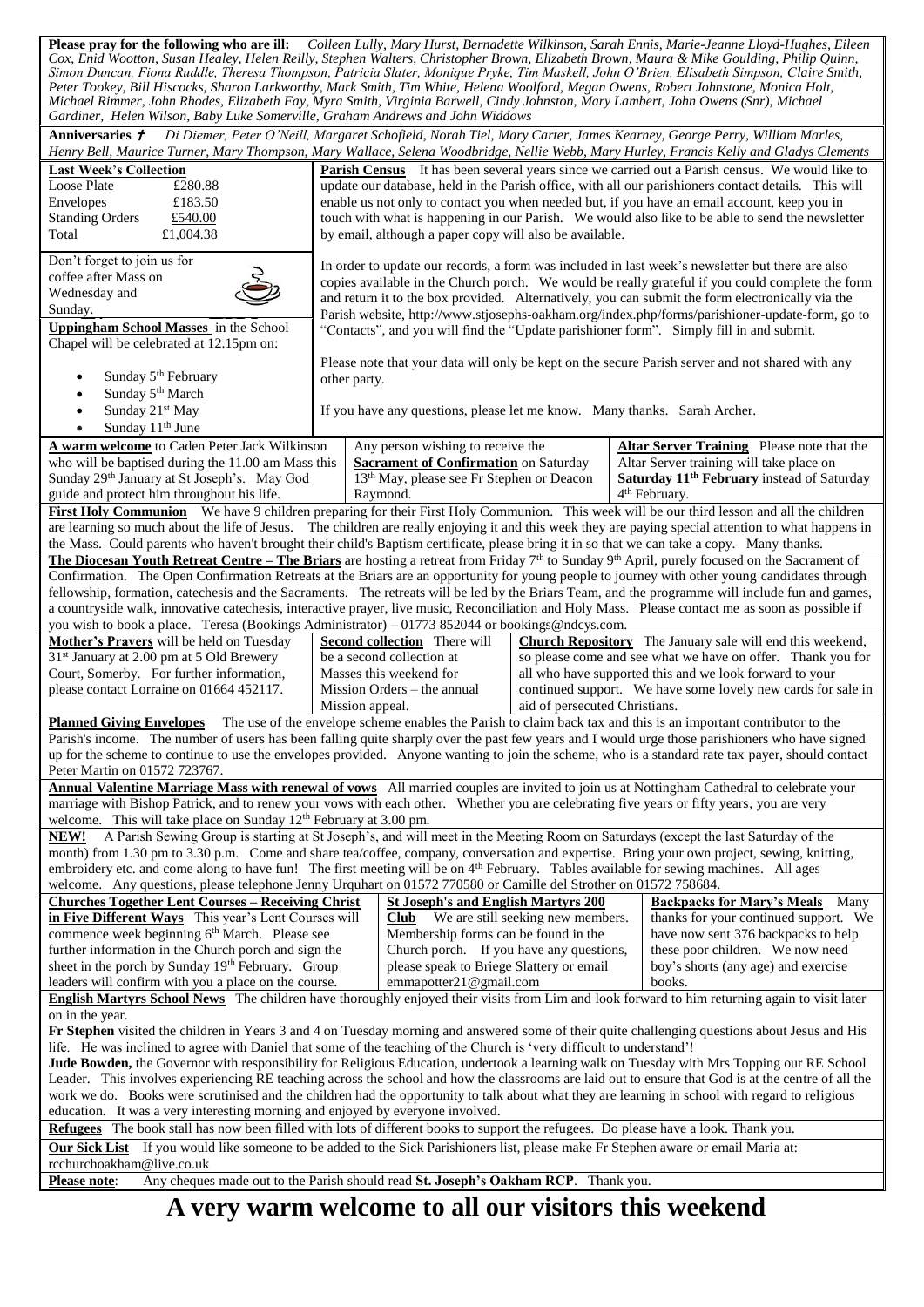**Please pray for the following who are ill:** *Colleen Lully, Mary Hurst, Bernadette Wilkinson, Sarah Ennis, Marie-Jeanne Lloyd-Hughes, Eileen Cox, Enid Wootton, Susan Healey, Helen Reilly, Stephen Walters, Christopher Brown, Elizabeth Brown, Maura & Mike Goulding, Philip Quinn, Simon Duncan, Fiona Ruddle, Theresa Thompson, Patricia Slater, Monique Pryke, Tim Maskell, John O'Brien, Elisabeth Simpson, Claire Smith, Peter Tookey, Bill Hiscocks, Sharon Larkworthy, Mark Smith, Tim White, Helena Woolford, Megan Owens, Robert Johnstone, Monica Holt, Michael Rimmer, John Rhodes, Elizabeth Fay, Myra Smith, Virginia Barwell, Cindy Johnston, Mary Lambert, John Owens (Snr), Michael Gardiner, Helen Wilson, Baby Luke Somerville, Graham Andrews and John Widdows*

**Anniversaries ☦** *Di Diemer, Peter O'Neill, Margaret Schofield, Norah Tiel, Mary Carter, James Kearney, George Perry, William Marles, Henry Bell, Maurice Turner, Mary Thompson, Mary Wallace, Selena Woodbridge, Nellie Webb, Mary Hurley, Francis Kelly and Gladys Clements*

**Last Week's Collection**

| | |
|---|---|
| Loose Plate | £280.88 |
| Envelopes | £183.50 |
| Standing Orders | £540.00 |
| Total | £1,004.38 |

Don't forget to join us for coffee after Mass on Wednesday and Sunday.

**Uppingham School Masses** in the School Chapel will be celebrated at 12.15pm on:

- Sunday 5th February
- Sunday 5th March
- Sunday 21st May
- Sunday 11th June

**Parish Census** It has been several years since we carried out a Parish census. We would like to update our database, held in the Parish office, with all our parishioners contact details. This will enable us not only to contact you when needed but, if you have an email account, keep you in touch with what is happening in our Parish. We would also like to be able to send the newsletter by email, although a paper copy will also be available.

In order to update our records, a form was included in last week's newsletter but there are also copies available in the Church porch. We would be really grateful if you could complete the form and return it to the box provided. Alternatively, you can submit the form electronically via the Parish website, http://www.stjosephs-oakham.org/index.php/forms/parishioner-update-form, go to "Contacts", and you will find the "Update parishioner form". Simply fill in and submit.

Please note that your data will only be kept on the secure Parish server and not shared with any other party.

If you have any questions, please let me know. Many thanks. Sarah Archer.

**A warm welcome** to Caden Peter Jack Wilkinson who will be baptised during the 11.00 am Mass this Sunday 29th January at St Joseph's. May God guide and protect him throughout his life.

Any person wishing to receive the **Sacrament of Confirmation** on Saturday 13th May, please see Fr Stephen or Deacon Raymond.

**Altar Server Training** Please note that the Altar Server training will take place on **Saturday 11th February** instead of Saturday 4th February.

**First Holy Communion** We have 9 children preparing for their First Holy Communion. This week will be our third lesson and all the children are learning so much about the life of Jesus. The children are really enjoying it and this week they are paying special attention to what happens in the Mass. Could parents who haven't brought their child's Baptism certificate, please bring it in so that we can take a copy. Many thanks.

**The Diocesan Youth Retreat Centre – The Briars** are hosting a retreat from Friday 7th to Sunday 9th April, purely focused on the Sacrament of Confirmation. The Open Confirmation Retreats at the Briars are an opportunity for young people to journey with other young candidates through fellowship, formation, catechesis and the Sacraments. The retreats will be led by the Briars Team, and the programme will include fun and games, a countryside walk, innovative catechesis, interactive prayer, live music, Reconciliation and Holy Mass. Please contact me as soon as possible if you wish to book a place. Teresa (Bookings Administrator) – 01773 852044 or bookings@ndcys.com.

**Mother's Prayers** will be held on Tuesday 31st January at 2.00 pm at 5 Old Brewery Court, Somerby. For further information, please contact Lorraine on 01664 452117.

**Second collection** There will be a second collection at Masses this weekend for Mission Orders – the annual Mission appeal.

**Church Repository** The January sale will end this weekend, so please come and see what we have on offer. Thank you for all who have supported this and we look forward to your continued support. We have some lovely new cards for sale in aid of persecuted Christians.

**Planned Giving Envelopes** The use of the envelope scheme enables the Parish to claim back tax and this is an important contributor to the Parish's income. The number of users has been falling quite sharply over the past few years and I would urge those parishioners who have signed up for the scheme to continue to use the envelopes provided. Anyone wanting to join the scheme, who is a standard rate tax payer, should contact Peter Martin on 01572 723767.

**Annual Valentine Marriage Mass with renewal of vows** All married couples are invited to join us at Nottingham Cathedral to celebrate your marriage with Bishop Patrick, and to renew your vows with each other. Whether you are celebrating five years or fifty years, you are very welcome. This will take place on Sunday 12th February at 3.00 pm.

**NEW!** A Parish Sewing Group is starting at St Joseph's, and will meet in the Meeting Room on Saturdays (except the last Saturday of the month) from 1.30 pm to 3.30 p.m. Come and share tea/coffee, company, conversation and expertise. Bring your own project, sewing, knitting, embroidery etc. and come along to have fun! The first meeting will be on 4th February. Tables available for sewing machines. All ages welcome. Any questions, please telephone Jenny Urquhart on 01572 770580 or Camille del Strother on 01572 758684.

**Churches Together Lent Courses – Receiving Christ in Five Different Ways** This year's Lent Courses will commence week beginning 6th March. Please see further information in the Church porch and sign the sheet in the porch by Sunday 19th February. Group leaders will confirm with you a place on the course.

**St Joseph's and English Martyrs 200 Club** We are still seeking new members. Membership forms can be found in the Church porch. If you have any questions, please speak to Briege Slattery or email emmapotter21@gmail.com

**Backpacks for Mary's Meals** Many thanks for your continued support. We have now sent 376 backpacks to help these poor children. We now need boy's shorts (any age) and exercise books.

**English Martyrs School News** The children have thoroughly enjoyed their visits from Lim and look forward to him returning again to visit later on in the year.

**Fr Stephen** visited the children in Years 3 and 4 on Tuesday morning and answered some of their quite challenging questions about Jesus and His life. He was inclined to agree with Daniel that some of the teaching of the Church is 'very difficult to understand'!

**Jude Bowden,** the Governor with responsibility for Religious Education, undertook a learning walk on Tuesday with Mrs Topping our RE School Leader. This involves experiencing RE teaching across the school and how the classrooms are laid out to ensure that God is at the centre of all the work we do. Books were scrutinised and the children had the opportunity to talk about what they are learning in school with regard to religious education. It was a very interesting morning and enjoyed by everyone involved.

**Refugees** The book stall has now been filled with lots of different books to support the refugees. Do please have a look. Thank you.

**Our Sick List** If you would like someone to be added to the Sick Parishioners list, please make Fr Stephen aware or email Maria at: rcchurchoakham@live.co.uk

**Please note**: Any cheques made out to the Parish should read **St. Joseph's Oakham RCP**. Thank you.

# A very warm welcome to all our visitors this weekend